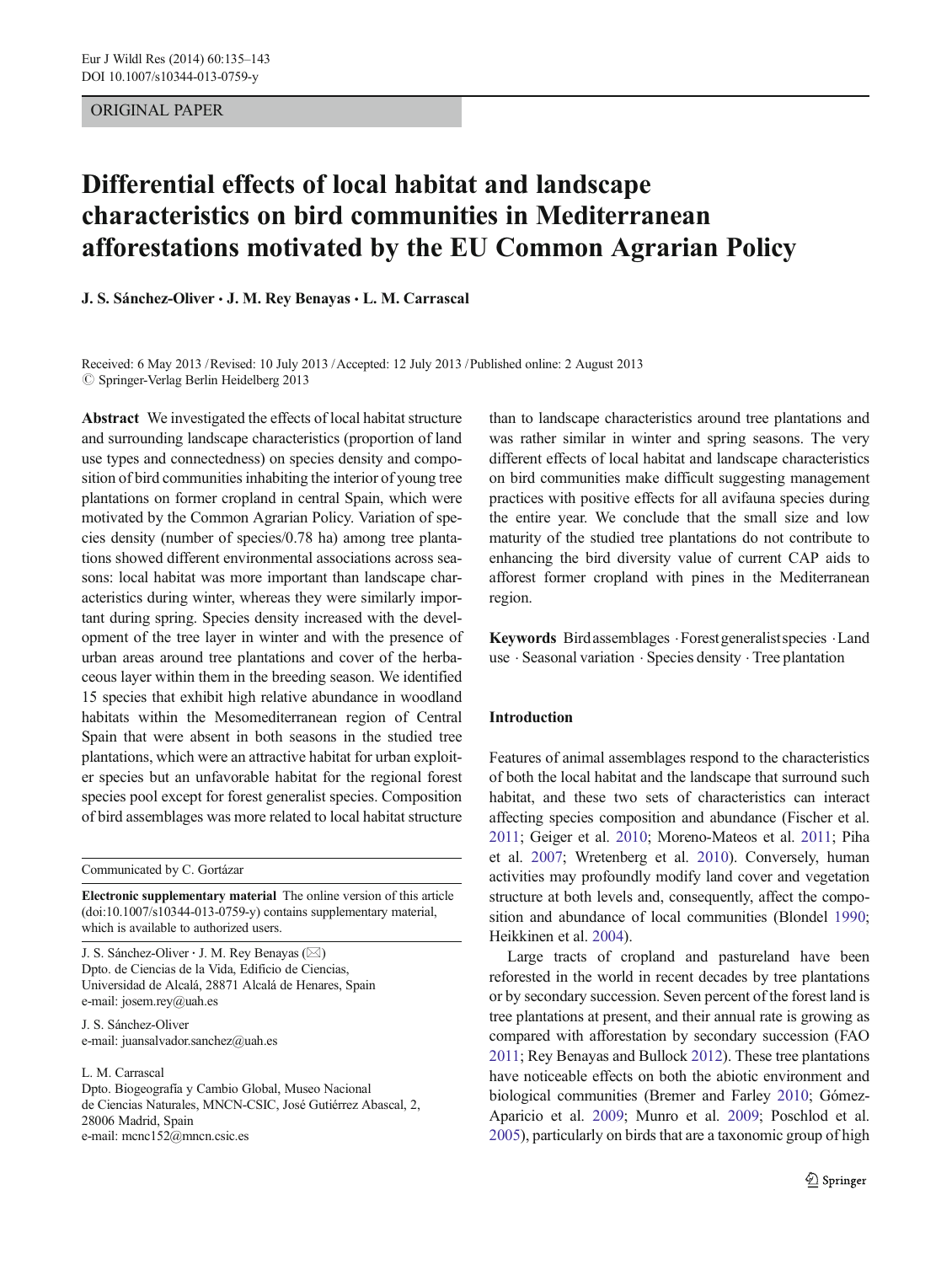ORIGINAL PAPER

# Differential effects of local habitat and landscape characteristics on bird communities in Mediterranean afforestations motivated by the EU Common Agrarian Policy

**J. S. Sánchez-Oliver · J. M. Rey Benayas · L. M. Carrascal**

Received: 6 May 2013 / Revised: 10 July 2013 / Accepted: 12 July 2013 / Published online: 2 August 2013
© Springer-Verlag Berlin Heidelberg 2013

**Abstract** We investigated the effects of local habitat structure and surrounding landscape characteristics (proportion of land use types and connectedness) on species density and composition of bird communities inhabiting the interior of young tree plantations on former cropland in central Spain, which were motivated by the Common Agrarian Policy. Variation of species density (number of species/0.78 ha) among tree plantations showed different environmental associations across seasons: local habitat was more important than landscape characteristics during winter, whereas they were similarly important during spring. Species density increased with the development of the tree layer in winter and with the presence of urban areas around tree plantations and cover of the herbaceous layer within them in the breeding season. We identified 15 species that exhibit high relative abundance in woodland habitats within the Mesomediterranean region of Central Spain that were absent in both seasons in the studied tree plantations, which were an attractive habitat for urban exploiter species but an unfavorable habitat for the regional forest species pool except for forest generalist species. Composition of bird assemblages was more related to local habitat structure than to landscape characteristics around tree plantations and was rather similar in winter and spring seasons. The very different effects of local habitat and landscape characteristics on bird communities make difficult suggesting management practices with positive effects for all avifauna species during the entire year. We conclude that the small size and low maturity of the studied tree plantations do not contribute to enhancing the bird diversity value of current CAP aids to afforest former cropland with pines in the Mediterranean region.

**Keywords** Bird assemblages · Forest generalist species · Land use · Seasonal variation · Species density · Tree plantation

Communicated by C. Gortázar

**Electronic supplementary material** The online version of this article (doi:10.1007/s10344-013-0759-y) contains supplementary material, which is available to authorized users.

J. S. Sánchez-Oliver · J. M. Rey Benayas (✉)
Dpto. de Ciencias de la Vida, Edificio de Ciencias, Universidad de Alcalá, 28871 Alcalá de Henares, Spain
e-mail: josem.rey@uah.es

J. S. Sánchez-Oliver
e-mail: juansalvador.sanchez@uah.es

L. M. Carrascal
Dpto. Biogeografía y Cambio Global, Museo Nacional de Ciencias Naturales, MNCN-CSIC, José Gutiérrez Abascal, 2, 28006 Madrid, Spain
e-mail: mcnc152@mncn.csic.es

## Introduction

Features of animal assemblages respond to the characteristics of both the local habitat and the landscape that surround such habitat, and these two sets of characteristics can interact affecting species composition and abundance (Fischer et al. 2011; Geiger et al. 2010; Moreno-Mateos et al. 2011; Piha et al. 2007; Wretenberg et al. 2010). Conversely, human activities may profoundly modify land cover and vegetation structure at both levels and, consequently, affect the composition and abundance of local communities (Blondel 1990; Heikkinen et al. 2004).

Large tracts of cropland and pastureland have been reforested in the world in recent decades by tree plantations or by secondary succession. Seven percent of the forest land is tree plantations at present, and their annual rate is growing as compared with afforestation by secondary succession (FAO 2011; Rey Benayas and Bullock 2012). These tree plantations have noticeable effects on both the abiotic environment and biological communities (Bremer and Farley 2010; Gómez-Aparicio et al. 2009; Munro et al. 2009; Poschlod et al. 2005), particularly on birds that are a taxonomic group of high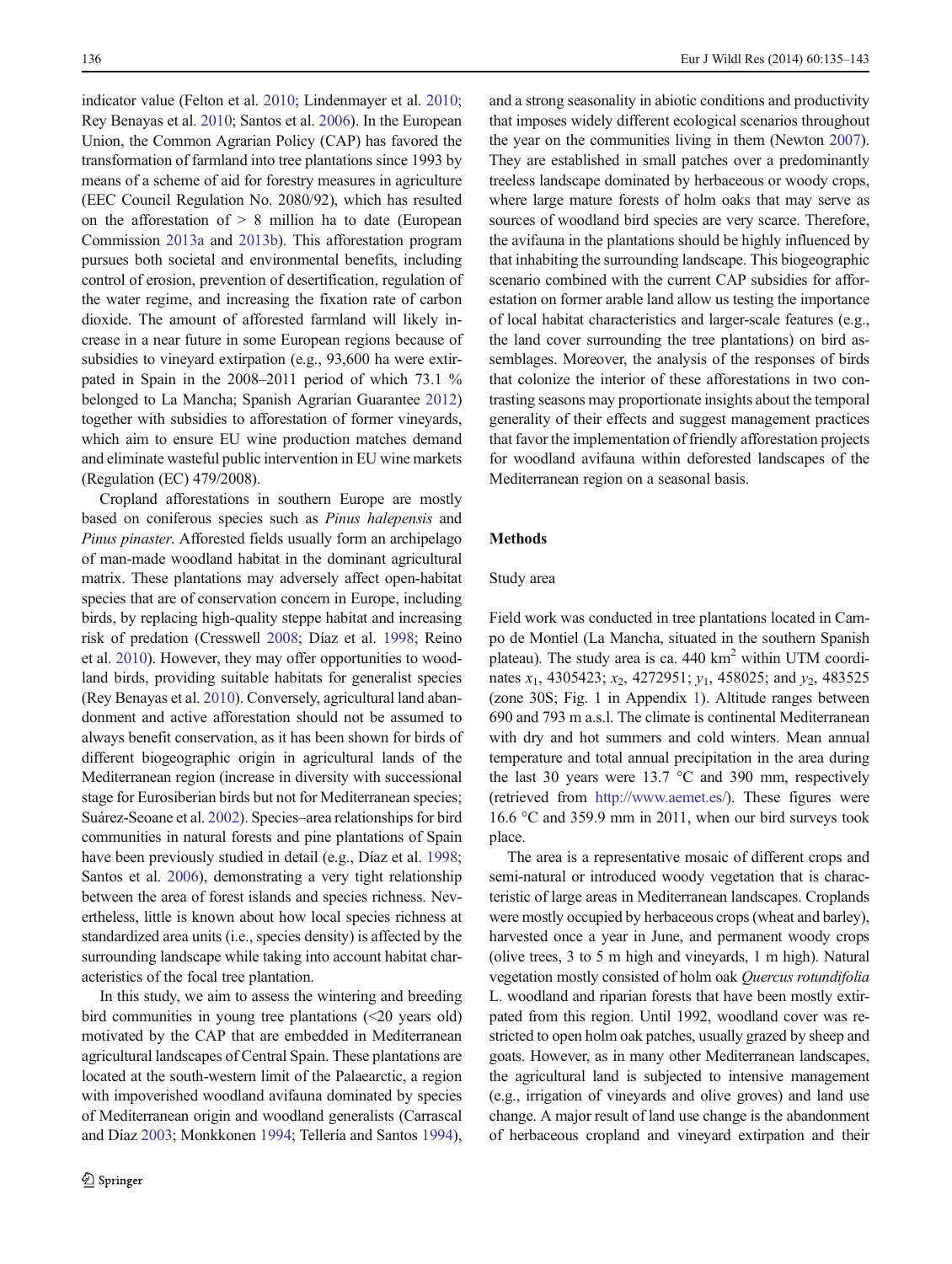indicator value (Felton et al. 2010; Lindenmayer et al. 2010; Rey Benayas et al. 2010; Santos et al. 2006). In the European Union, the Common Agrarian Policy (CAP) has favored the transformation of farmland into tree plantations since 1993 by means of a scheme of aid for forestry measures in agriculture (EEC Council Regulation No. 2080/92), which has resulted on the afforestation of > 8 million ha to date (European Commission 2013a and 2013b). This afforestation program pursues both societal and environmental benefits, including control of erosion, prevention of desertification, regulation of the water regime, and increasing the fixation rate of carbon dioxide. The amount of afforested farmland will likely increase in a near future in some European regions because of subsidies to vineyard extirpation (e.g., 93,600 ha were extirpated in Spain in the 2008–2011 period of which 73.1 % belonged to La Mancha; Spanish Agrarian Guarantee 2012) together with subsidies to afforestation of former vineyards, which aim to ensure EU wine production matches demand and eliminate wasteful public intervention in EU wine markets (Regulation (EC) 479/2008).

Cropland afforestations in southern Europe are mostly based on coniferous species such as *Pinus halepensis* and *Pinus pinaster*. Afforested fields usually form an archipelago of man-made woodland habitat in the dominant agricultural matrix. These plantations may adversely affect open-habitat species that are of conservation concern in Europe, including birds, by replacing high-quality steppe habitat and increasing risk of predation (Cresswell 2008; Díaz et al. 1998; Reino et al. 2010). However, they may offer opportunities to woodland birds, providing suitable habitats for generalist species (Rey Benayas et al. 2010). Conversely, agricultural land abandonment and active afforestation should not be assumed to always benefit conservation, as it has been shown for birds of different biogeographic origin in agricultural lands of the Mediterranean region (increase in diversity with successional stage for Eurosiberian birds but not for Mediterranean species; Suárez-Seoane et al. 2002). Species–area relationships for bird communities in natural forests and pine plantations of Spain have been previously studied in detail (e.g., Díaz et al. 1998; Santos et al. 2006), demonstrating a very tight relationship between the area of forest islands and species richness. Nevertheless, little is known about how local species richness at standardized area units (i.e., species density) is affected by the surrounding landscape while taking into account habitat characteristics of the focal tree plantation.

In this study, we aim to assess the wintering and breeding bird communities in young tree plantations (<20 years old) motivated by the CAP that are embedded in Mediterranean agricultural landscapes of Central Spain. These plantations are located at the south-western limit of the Palaearctic, a region with impoverished woodland avifauna dominated by species of Mediterranean origin and woodland generalists (Carrascal and Díaz 2003; Monkkonen 1994; Tellería and Santos 1994), and a strong seasonality in abiotic conditions and productivity that imposes widely different ecological scenarios throughout the year on the communities living in them (Newton 2007). They are established in small patches over a predominantly treeless landscape dominated by herbaceous or woody crops, where large mature forests of holm oaks that may serve as sources of woodland bird species are very scarce. Therefore, the avifauna in the plantations should be highly influenced by that inhabiting the surrounding landscape. This biogeographic scenario combined with the current CAP subsidies for afforestation on former arable land allow us testing the importance of local habitat characteristics and larger-scale features (e.g., the land cover surrounding the tree plantations) on bird assemblages. Moreover, the analysis of the responses of birds that colonize the interior of these afforestations in two contrasting seasons may proportionate insights about the temporal generality of their effects and suggest management practices that favor the implementation of friendly afforestation projects for woodland avifauna within deforested landscapes of the Mediterranean region on a seasonal basis.

## Methods

### Study area

Field work was conducted in tree plantations located in Campo de Montiel (La Mancha, situated in the southern Spanish plateau). The study area is ca. 440 km$^2$ within UTM coordinates $x_1$, 4305423; $x_2$, 4272951; $y_1$, 458025; and $y_2$, 483525 (zone 30S; Fig. 1 in Appendix 1). Altitude ranges between 690 and 793 m a.s.l. The climate is continental Mediterranean with dry and hot summers and cold winters. Mean annual temperature and total annual precipitation in the area during the last 30 years were 13.7 °C and 390 mm, respectively (retrieved from http://www.aemet.es/). These figures were 16.6 °C and 359.9 mm in 2011, when our bird surveys took place.

The area is a representative mosaic of different crops and semi-natural or introduced woody vegetation that is characteristic of large areas in Mediterranean landscapes. Croplands were mostly occupied by herbaceous crops (wheat and barley), harvested once a year in June, and permanent woody crops (olive trees, 3 to 5 m high and vineyards, 1 m high). Natural vegetation mostly consisted of holm oak *Quercus rotundifolia* L. woodland and riparian forests that have been mostly extirpated from this region. Until 1992, woodland cover was restricted to open holm oak patches, usually grazed by sheep and goats. However, as in many other Mediterranean landscapes, the agricultural land is subjected to intensive management (e.g., irrigation of vineyards and olive groves) and land use change. A major result of land use change is the abandonment of herbaceous cropland and vineyard extirpation and their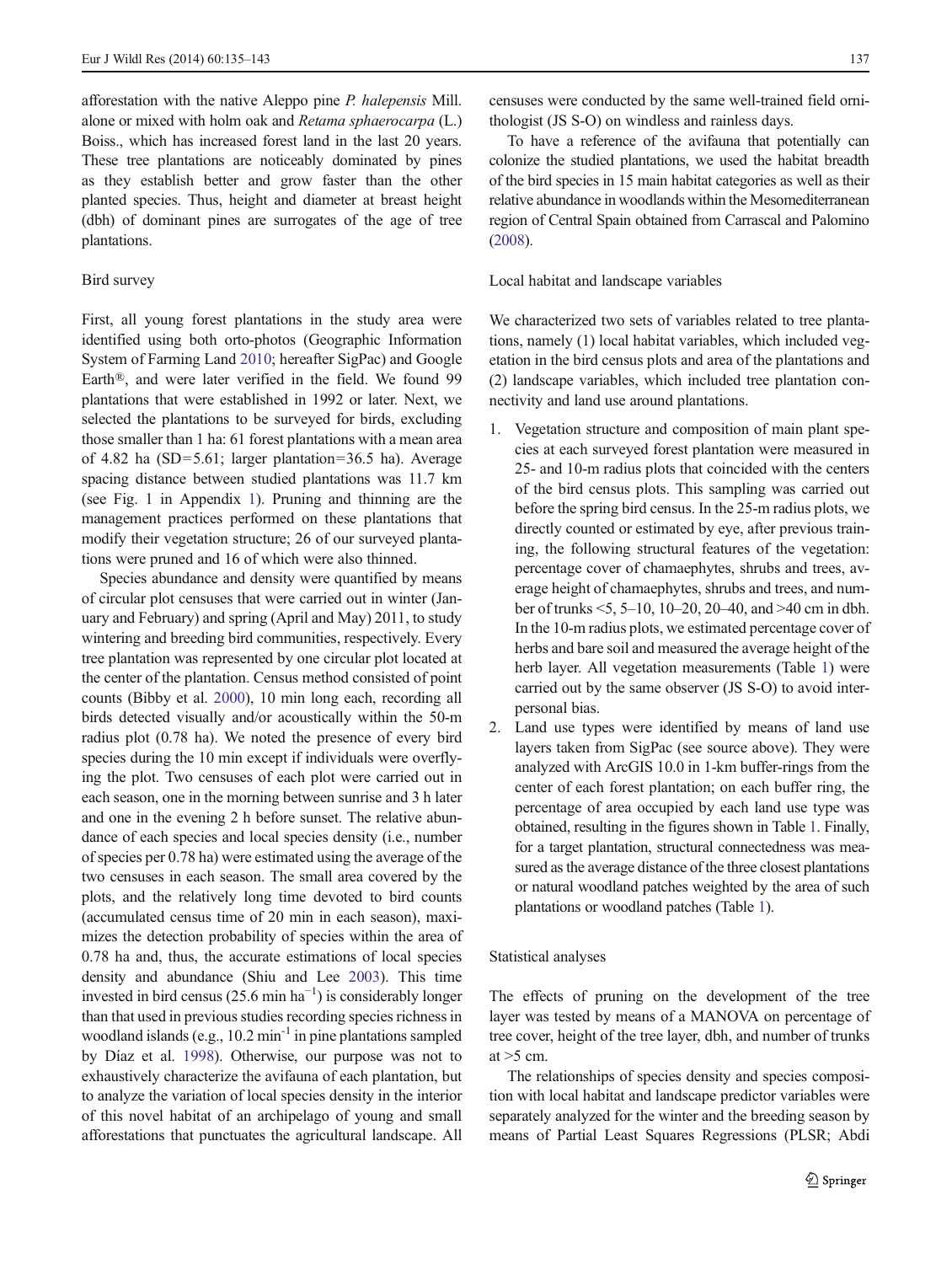afforestation with the native Aleppo pine *P. halepensis* Mill. alone or mixed with holm oak and *Retama sphaerocarpa* (L.) Boiss., which has increased forest land in the last 20 years. These tree plantations are noticeably dominated by pines as they establish better and grow faster than the other planted species. Thus, height and diameter at breast height (dbh) of dominant pines are surrogates of the age of tree plantations.

## Bird survey

First, all young forest plantations in the study area were identified using both orto-photos (Geographic Information System of Farming Land 2010; hereafter SigPac) and Google Earth®, and were later verified in the field. We found 99 plantations that were established in 1992 or later. Next, we selected the plantations to be surveyed for birds, excluding those smaller than 1 ha: 61 forest plantations with a mean area of 4.82 ha (SD=5.61; larger plantation=36.5 ha). Average spacing distance between studied plantations was 11.7 km (see Fig. 1 in Appendix 1). Pruning and thinning are the management practices performed on these plantations that modify their vegetation structure; 26 of our surveyed plantations were pruned and 16 of which were also thinned.

Species abundance and density were quantified by means of circular plot censuses that were carried out in winter (January and February) and spring (April and May) 2011, to study wintering and breeding bird communities, respectively. Every tree plantation was represented by one circular plot located at the center of the plantation. Census method consisted of point counts (Bibby et al. 2000), 10 min long each, recording all birds detected visually and/or acoustically within the 50-m radius plot (0.78 ha). We noted the presence of every bird species during the 10 min except if individuals were overflying the plot. Two censuses of each plot were carried out in each season, one in the morning between sunrise and 3 h later and one in the evening 2 h before sunset. The relative abundance of each species and local species density (i.e., number of species per 0.78 ha) were estimated using the average of the two censuses in each season. The small area covered by the plots, and the relatively long time devoted to bird counts (accumulated census time of 20 min in each season), maximizes the detection probability of species within the area of 0.78 ha and, thus, the accurate estimations of local species density and abundance (Shiu and Lee 2003). This time invested in bird census (25.6 min $\text{ha}^{-1}$) is considerably longer than that used in previous studies recording species richness in woodland islands (e.g., 10.2 $\text{min}^{-1}$ in pine plantations sampled by Díaz et al. 1998). Otherwise, our purpose was not to exhaustively characterize the avifauna of each plantation, but to analyze the variation of local species density in the interior of this novel habitat of an archipelago of young and small afforestations that punctuates the agricultural landscape. All censuses were conducted by the same well-trained field ornithologist (JS S-O) on windless and rainless days.

To have a reference of the avifauna that potentially can colonize the studied plantations, we used the habitat breadth of the bird species in 15 main habitat categories as well as their relative abundance in woodlands within the Mesomediterranean region of Central Spain obtained from Carrascal and Palomino (2008).

## Local habitat and landscape variables

We characterized two sets of variables related to tree plantations, namely (1) local habitat variables, which included vegetation in the bird census plots and area of the plantations and (2) landscape variables, which included tree plantation connectivity and land use around plantations.

1. Vegetation structure and composition of main plant species at each surveyed forest plantation were measured in 25- and 10-m radius plots that coincided with the centers of the bird census plots. This sampling was carried out before the spring bird census. In the 25-m radius plots, we directly counted or estimated by eye, after previous training, the following structural features of the vegetation: percentage cover of chamaephytes, shrubs and trees, average height of chamaephytes, shrubs and trees, and number of trunks <5, 5–10, 10–20, 20–40, and >40 cm in dbh. In the 10-m radius plots, we estimated percentage cover of herbs and bare soil and measured the average height of the herb layer. All vegetation measurements (Table 1) were carried out by the same observer (JS S-O) to avoid interpersonal bias.
2. Land use types were identified by means of land use layers taken from SigPac (see source above). They were analyzed with ArcGIS 10.0 in 1-km buffer-rings from the center of each forest plantation; on each buffer ring, the percentage of area occupied by each land use type was obtained, resulting in the figures shown in Table 1. Finally, for a target plantation, structural connectedness was measured as the average distance of the three closest plantations or natural woodland patches weighted by the area of such plantations or woodland patches (Table 1).

## Statistical analyses

The effects of pruning on the development of the tree layer was tested by means of a MANOVA on percentage of tree cover, height of the tree layer, dbh, and number of trunks at >5 cm.

The relationships of species density and species composition with local habitat and landscape predictor variables were separately analyzed for the winter and the breeding season by means of Partial Least Squares Regressions (PLSR; Abdi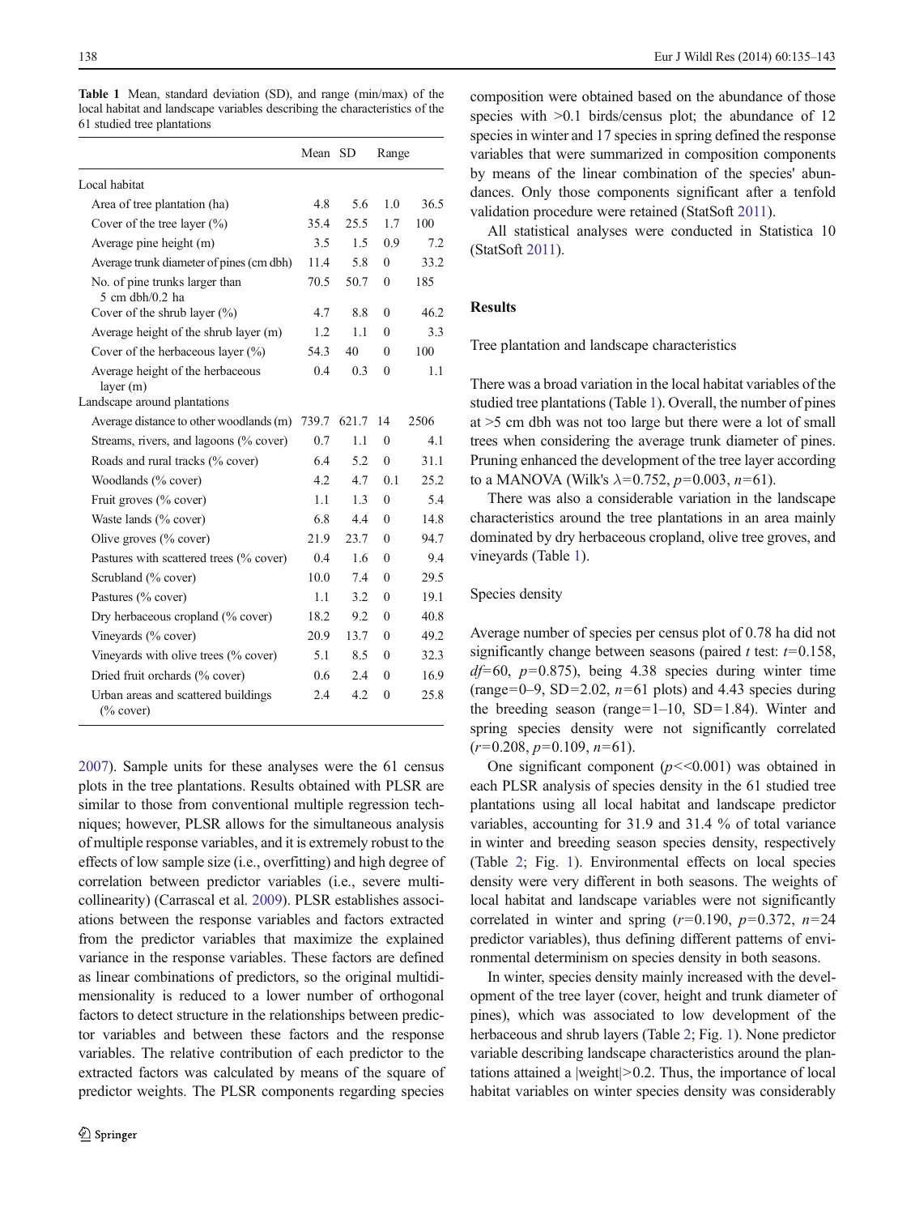**Table 1** Mean, standard deviation (SD), and range (min/max) of the local habitat and landscape variables describing the characteristics of the 61 studied tree plantations

| | Mean | SD | Range | |
|---|---|---|---|---|
| Local habitat | | | | |
| Area of tree plantation (ha) | 4.8 | 5.6 | 1.0 | 36.5 |
| Cover of the tree layer (%) | 35.4 | 25.5 | 1.7 | 100 |
| Average pine height (m) | 3.5 | 1.5 | 0.9 | 7.2 |
| Average trunk diameter of pines (cm dbh) | 11.4 | 5.8 | 0 | 33.2 |
| No. of pine trunks larger than 5 cm dbh/0.2 ha | 70.5 | 50.7 | 0 | 185 |
| Cover of the shrub layer (%) | 4.7 | 8.8 | 0 | 46.2 |
| Average height of the shrub layer (m) | 1.2 | 1.1 | 0 | 3.3 |
| Cover of the herbaceous layer (%) | 54.3 | 40 | 0 | 100 |
| Average height of the herbaceous layer (m) | 0.4 | 0.3 | 0 | 1.1 |
| Landscape around plantations | | | | |
| Average distance to other woodlands (m) | 739.7 | 621.7 | 14 | 2506 |
| Streams, rivers, and lagoons (% cover) | 0.7 | 1.1 | 0 | 4.1 |
| Roads and rural tracks (% cover) | 6.4 | 5.2 | 0 | 31.1 |
| Woodlands (% cover) | 4.2 | 4.7 | 0.1 | 25.2 |
| Fruit groves (% cover) | 1.1 | 1.3 | 0 | 5.4 |
| Waste lands (% cover) | 6.8 | 4.4 | 0 | 14.8 |
| Olive groves (% cover) | 21.9 | 23.7 | 0 | 94.7 |
| Pastures with scattered trees (% cover) | 0.4 | 1.6 | 0 | 9.4 |
| Scrubland (% cover) | 10.0 | 7.4 | 0 | 29.5 |
| Pastures (% cover) | 1.1 | 3.2 | 0 | 19.1 |
| Dry herbaceous cropland (% cover) | 18.2 | 9.2 | 0 | 40.8 |
| Vineyards (% cover) | 20.9 | 13.7 | 0 | 49.2 |
| Vineyards with olive trees (% cover) | 5.1 | 8.5 | 0 | 32.3 |
| Dried fruit orchards (% cover) | 0.6 | 2.4 | 0 | 16.9 |
| Urban areas and scattered buildings (% cover) | 2.4 | 4.2 | 0 | 25.8 |

2007). Sample units for these analyses were the 61 census plots in the tree plantations. Results obtained with PLSR are similar to those from conventional multiple regression techniques; however, PLSR allows for the simultaneous analysis of multiple response variables, and it is extremely robust to the effects of low sample size (i.e., overfitting) and high degree of correlation between predictor variables (i.e., severe multicollinearity) (Carrascal et al. 2009). PLSR establishes associations between the response variables and factors extracted from the predictor variables that maximize the explained variance in the response variables. These factors are defined as linear combinations of predictors, so the original multidimensionality is reduced to a lower number of orthogonal factors to detect structure in the relationships between predictor variables and between these factors and the response variables. The relative contribution of each predictor to the extracted factors was calculated by means of the square of predictor weights. The PLSR components regarding species composition were obtained based on the abundance of those species with >0.1 birds/census plot; the abundance of 12 species in winter and 17 species in spring defined the response variables that were summarized in composition components by means of the linear combination of the species' abundances. Only those components significant after a tenfold validation procedure were retained (StatSoft 2011).

All statistical analyses were conducted in Statistica 10 (StatSoft 2011).

## Results

### Tree plantation and landscape characteristics

There was a broad variation in the local habitat variables of the studied tree plantations (Table 1). Overall, the number of pines at >5 cm dbh was not too large but there were a lot of small trees when considering the average trunk diameter of pines. Pruning enhanced the development of the tree layer according to a MANOVA (Wilk's $\lambda$=0.752, $p$=0.003, $n$=61).

There was also a considerable variation in the landscape characteristics around the tree plantations in an area mainly dominated by dry herbaceous cropland, olive tree groves, and vineyards (Table 1).

### Species density

Average number of species per census plot of 0.78 ha did not significantly change between seasons (paired $t$ test: $t$=0.158, $df$=60, $p$=0.875), being 4.38 species during winter time (range=0–9, SD=2.02, $n$=61 plots) and 4.43 species during the breeding season (range=1–10, SD=1.84). Winter and spring species density were not significantly correlated ($r$=0.208, $p$=0.109, $n$=61).

One significant component ($p$<<0.001) was obtained in each PLSR analysis of species density in the 61 studied tree plantations using all local habitat and landscape predictor variables, accounting for 31.9 and 31.4 % of total variance in winter and breeding season species density, respectively (Table 2; Fig. 1). Environmental effects on local species density were very different in both seasons. The weights of local habitat and landscape variables were not significantly correlated in winter and spring ($r$=0.190, $p$=0.372, $n$=24 predictor variables), thus defining different patterns of environmental determinism on species density in both seasons.

In winter, species density mainly increased with the development of the tree layer (cover, height and trunk diameter of pines), which was associated to low development of the herbaceous and shrub layers (Table 2; Fig. 1). None predictor variable describing landscape characteristics around the plantations attained a |weight|>0.2. Thus, the importance of local habitat variables on winter species density was considerably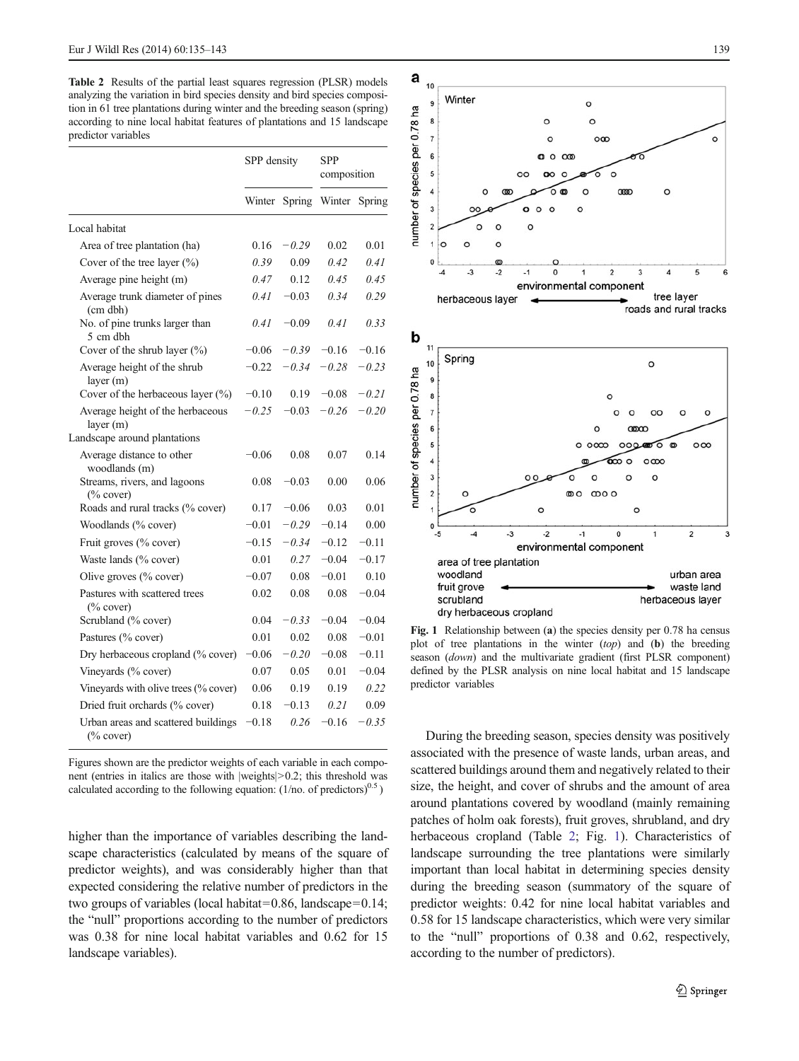**Table 2** Results of the partial least squares regression (PLSR) models analyzing the variation in bird species density and bird species composition in 61 tree plantations during winter and the breeding season (spring) according to nine local habitat features of plantations and 15 landscape predictor variables

| | SPP density | | SPP composition | |
|---|---|---|---|---|
| | Winter | Spring | Winter | Spring |
| Local habitat | | | | |
| Area of tree plantation (ha) | 0.16 | *−0.29* | 0.02 | 0.01 |
| Cover of the tree layer (%) | *0.39* | 0.09 | *0.42* | *0.41* |
| Average pine height (m) | *0.47* | 0.12 | *0.45* | *0.45* |
| Average trunk diameter of pines (cm dbh) | *0.41* | −0.03 | *0.34* | *0.29* |
| No. of pine trunks larger than 5 cm dbh | *0.41* | −0.09 | *0.41* | *0.33* |
| Cover of the shrub layer (%) | −0.06 | *−0.39* | −0.16 | −0.16 |
| Average height of the shrub layer (m) | *−0.22* | *−0.34* | *−0.28* | *−0.23* |
| Cover of the herbaceous layer (%) | −0.10 | 0.19 | −0.08 | *−0.21* |
| Average height of the herbaceous layer (m) | *−0.25* | −0.03 | *−0.26* | *−0.20* |
| Landscape around plantations | | | | |
| Average distance to other woodlands (m) | −0.06 | 0.08 | 0.07 | 0.14 |
| Streams, rivers, and lagoons (% cover) | 0.08 | −0.03 | 0.00 | 0.06 |
| Roads and rural tracks (% cover) | 0.17 | −0.06 | 0.03 | 0.01 |
| Woodlands (% cover) | −0.01 | *−0.29* | −0.14 | 0.00 |
| Fruit groves (% cover) | −0.15 | *−0.34* | −0.12 | −0.11 |
| Waste lands (% cover) | 0.01 | *0.27* | −0.04 | −0.17 |
| Olive groves (% cover) | −0.07 | 0.08 | −0.01 | 0.10 |
| Pastures with scattered trees (% cover) | 0.02 | 0.08 | 0.08 | −0.04 |
| Scrubland (% cover) | 0.04 | *−0.33* | −0.04 | −0.04 |
| Pastures (% cover) | 0.01 | 0.02 | 0.08 | −0.01 |
| Dry herbaceous cropland (% cover) | −0.06 | *−0.20* | −0.08 | −0.11 |
| Vineyards (% cover) | 0.07 | 0.05 | 0.01 | −0.04 |
| Vineyards with olive trees (% cover) | 0.06 | 0.19 | 0.19 | *0.22* |
| Dried fruit orchards (% cover) | 0.18 | −0.13 | *0.21* | 0.09 |
| Urban areas and scattered buildings (% cover) | −0.18 | *0.26* | −0.16 | *−0.35* |

Figures shown are the predictor weights of each variable in each component (entries in italics are those with |weights|>0.2; this threshold was calculated according to the following equation: $(1/\text{no. of predictors})^{0.5}$ )

higher than the importance of variables describing the landscape characteristics (calculated by means of the square of predictor weights), and was considerably higher than that expected considering the relative number of predictors in the two groups of variables (local habitat=0.86, landscape=0.14; the "null" proportions according to the number of predictors was 0.38 for nine local habitat variables and 0.62 for 15 landscape variables).

**Fig. 1** Relationship between (**a**) the species density per 0.78 ha census plot of tree plantations in the winter (*top*) and (**b**) the breeding season (*down*) and the multivariate gradient (first PLSR component) defined by the PLSR analysis on nine local habitat and 15 landscape predictor variables

During the breeding season, species density was positively associated with the presence of waste lands, urban areas, and scattered buildings around them and negatively related to their size, the height, and cover of shrubs and the amount of area around plantations covered by woodland (mainly remaining patches of holm oak forests), fruit groves, shrubland, and dry herbaceous cropland (Table 2; Fig. 1). Characteristics of landscape surrounding the tree plantations were similarly important than local habitat in determining species density during the breeding season (summatory of the square of predictor weights: 0.42 for nine local habitat variables and 0.58 for 15 landscape characteristics, which were very similar to the "null" proportions of 0.38 and 0.62, respectively, according to the number of predictors).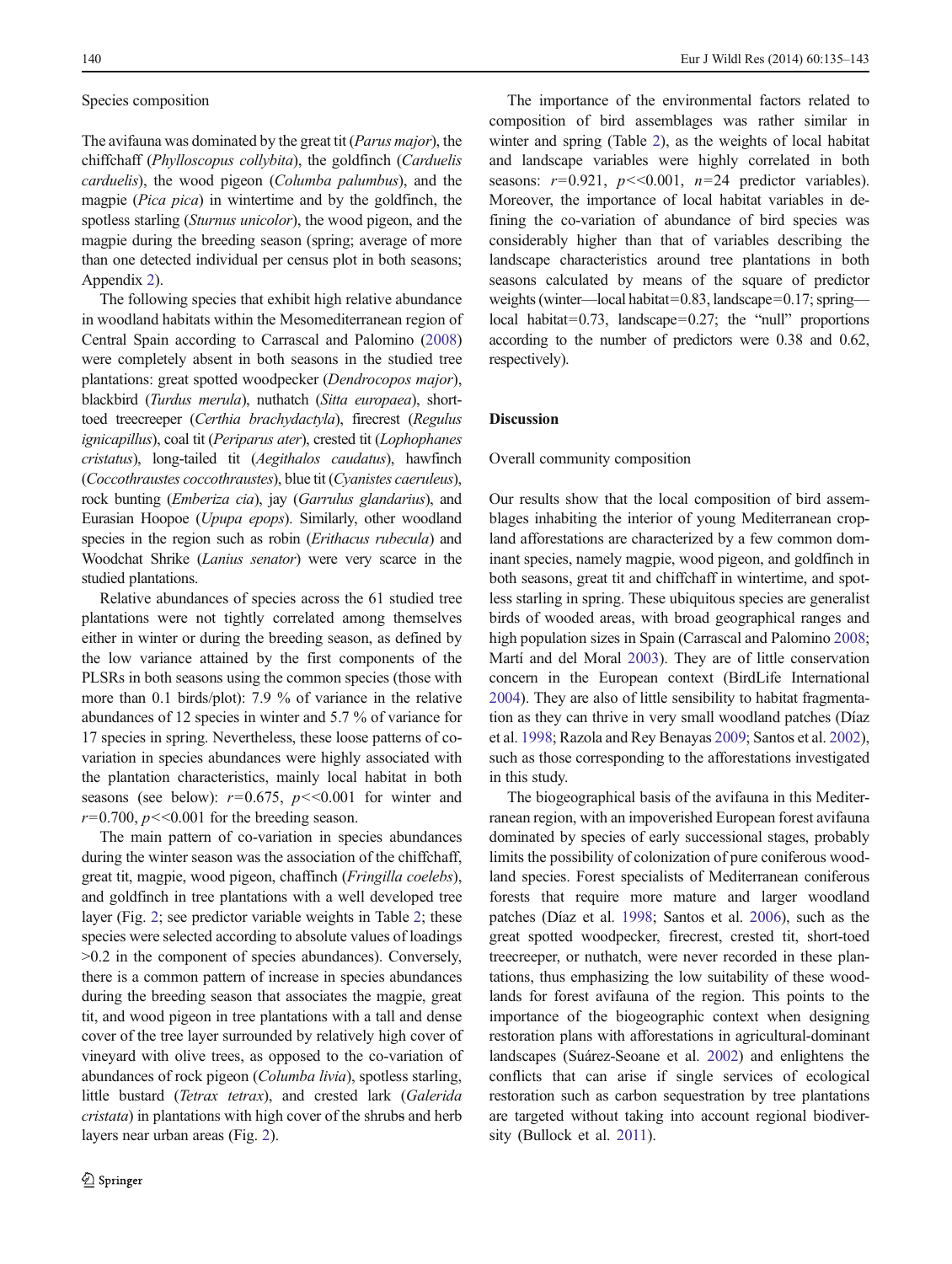Species composition

The avifauna was dominated by the great tit (*Parus major*), the chiffchaff (*Phylloscopus collybita*), the goldfinch (*Carduelis carduelis*), the wood pigeon (*Columba palumbus*), and the magpie (*Pica pica*) in wintertime and by the goldfinch, the spotless starling (*Sturnus unicolor*), the wood pigeon, and the magpie during the breeding season (spring; average of more than one detected individual per census plot in both seasons; Appendix 2).

The following species that exhibit high relative abundance in woodland habitats within the Mesomediterranean region of Central Spain according to Carrascal and Palomino (2008) were completely absent in both seasons in the studied tree plantations: great spotted woodpecker (*Dendrocopos major*), blackbird (*Turdus merula*), nuthatch (*Sitta europaea*), short-toed treecreeper (*Certhia brachydactyla*), firecrest (*Regulus ignicapillus*), coal tit (*Periparus ater*), crested tit (*Lophophanes cristatus*), long-tailed tit (*Aegithalos caudatus*), hawfinch (*Coccothraustes coccothraustes*), blue tit (*Cyanistes caeruleus*), rock bunting (*Emberiza cia*), jay (*Garrulus glandarius*), and Eurasian Hoopoe (*Upupa epops*). Similarly, other woodland species in the region such as robin (*Erithacus rubecula*) and Woodchat Shrike (*Lanius senator*) were very scarce in the studied plantations.

Relative abundances of species across the 61 studied tree plantations were not tightly correlated among themselves either in winter or during the breeding season, as defined by the low variance attained by the first components of the PLSRs in both seasons using the common species (those with more than 0.1 birds/plot): 7.9 % of variance in the relative abundances of 12 species in winter and 5.7 % of variance for 17 species in spring. Nevertheless, these loose patterns of co-variation in species abundances were highly associated with the plantation characteristics, mainly local habitat in both seasons (see below): $r=0.675$, $p<<0.001$ for winter and $r=0.700$, $p<<0.001$ for the breeding season.

The main pattern of co-variation in species abundances during the winter season was the association of the chiffchaff, great tit, magpie, wood pigeon, chaffinch (*Fringilla coelebs*), and goldfinch in tree plantations with a well developed tree layer (Fig. 2; see predictor variable weights in Table 2; these species were selected according to absolute values of loadings >0.2 in the component of species abundances). Conversely, there is a common pattern of increase in species abundances during the breeding season that associates the magpie, great tit, and wood pigeon in tree plantations with a tall and dense cover of the tree layer surrounded by relatively high cover of vineyard with olive trees, as opposed to the co-variation of abundances of rock pigeon (*Columba livia*), spotless starling, little bustard (*Tetrax tetrax*), and crested lark (*Galerida cristata*) in plantations with high cover of the shrubs and herb layers near urban areas (Fig. 2).

The importance of the environmental factors related to composition of bird assemblages was rather similar in winter and spring (Table 2), as the weights of local habitat and landscape variables were highly correlated in both seasons: $r=0.921$, $p<<0.001$, $n=24$ predictor variables). Moreover, the importance of local habitat variables in defining the co-variation of abundance of bird species was considerably higher than that of variables describing the landscape characteristics around tree plantations in both seasons calculated by means of the square of predictor weights (winter—local habitat=0.83, landscape=0.17; spring—local habitat=0.73, landscape=0.27; the "null" proportions according to the number of predictors were 0.38 and 0.62, respectively).

## Discussion

Overall community composition

Our results show that the local composition of bird assemblages inhabiting the interior of young Mediterranean cropland afforestations are characterized by a few common dominant species, namely magpie, wood pigeon, and goldfinch in both seasons, great tit and chiffchaff in wintertime, and spotless starling in spring. These ubiquitous species are generalist birds of wooded areas, with broad geographical ranges and high population sizes in Spain (Carrascal and Palomino 2008; Martí and del Moral 2003). They are of little conservation concern in the European context (BirdLife International 2004). They are also of little sensibility to habitat fragmentation as they can thrive in very small woodland patches (Díaz et al. 1998; Razola and Rey Benayas 2009; Santos et al. 2002), such as those corresponding to the afforestations investigated in this study.

The biogeographical basis of the avifauna in this Mediterranean region, with an impoverished European forest avifauna dominated by species of early successional stages, probably limits the possibility of colonization of pure coniferous woodland species. Forest specialists of Mediterranean coniferous forests that require more mature and larger woodland patches (Díaz et al. 1998; Santos et al. 2006), such as the great spotted woodpecker, firecrest, crested tit, short-toed treecreeper, or nuthatch, were never recorded in these plantations, thus emphasizing the low suitability of these woodlands for forest avifauna of the region. This points to the importance of the biogeographic context when designing restoration plans with afforestations in agricultural-dominant landscapes (Suárez-Seoane et al. 2002) and enlightens the conflicts that can arise if single services of ecological restoration such as carbon sequestration by tree plantations are targeted without taking into account regional biodiversity (Bullock et al. 2011).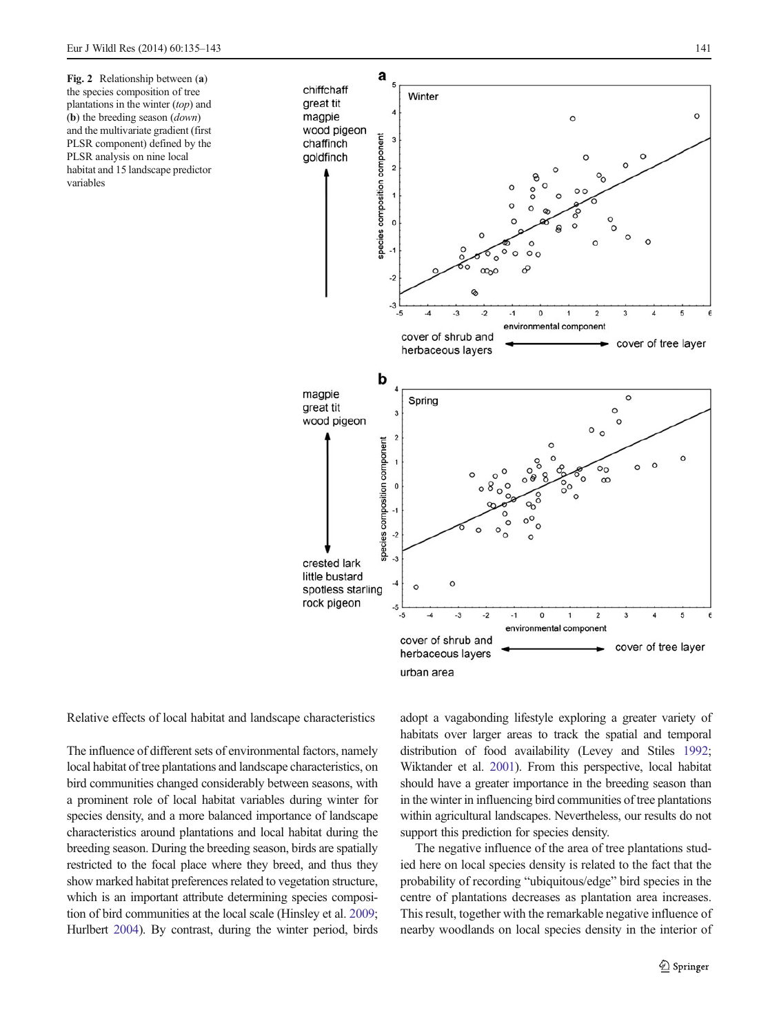**Fig. 2** Relationship between (**a**) the species composition of tree plantations in the winter (*top*) and (**b**) the breeding season (*down*) and the multivariate gradient (first PLSR component) defined by the PLSR analysis on nine local habitat and 15 landscape predictor variables

Relative effects of local habitat and landscape characteristics

The influence of different sets of environmental factors, namely local habitat of tree plantations and landscape characteristics, on bird communities changed considerably between seasons, with a prominent role of local habitat variables during winter for species density, and a more balanced importance of landscape characteristics around plantations and local habitat during the breeding season. During the breeding season, birds are spatially restricted to the focal place where they breed, and thus they show marked habitat preferences related to vegetation structure, which is an important attribute determining species composition of bird communities at the local scale (Hinsley et al. 2009; Hurlbert 2004). By contrast, during the winter period, birds adopt a vagabonding lifestyle exploring a greater variety of habitats over larger areas to track the spatial and temporal distribution of food availability (Levey and Stiles 1992; Wiktander et al. 2001). From this perspective, local habitat should have a greater importance in the breeding season than in the winter in influencing bird communities of tree plantations within agricultural landscapes. Nevertheless, our results do not support this prediction for species density.

The negative influence of the area of tree plantations studied here on local species density is related to the fact that the probability of recording "ubiquitous/edge" bird species in the centre of plantations decreases as plantation area increases. This result, together with the remarkable negative influence of nearby woodlands on local species density in the interior of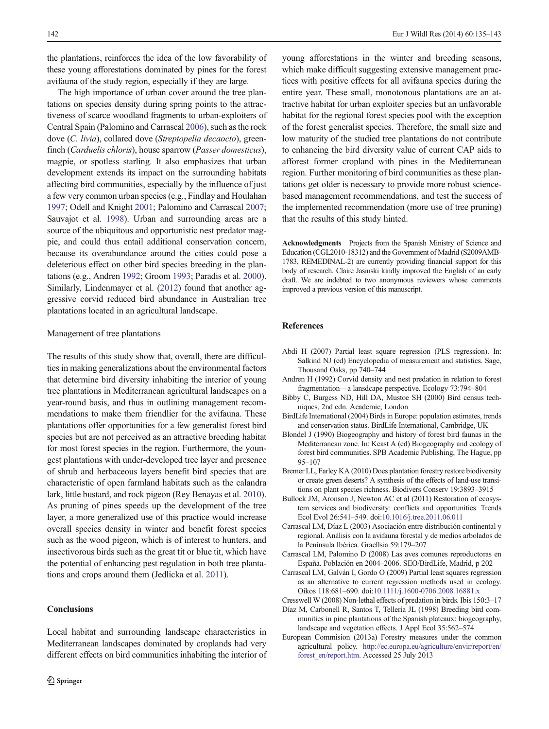the plantations, reinforces the idea of the low favorability of these young afforestations dominated by pines for the forest avifauna of the study region, especially if they are large.

The high importance of urban cover around the tree plantations on species density during spring points to the attractiveness of scarce woodland fragments to urban-exploiters of Central Spain (Palomino and Carrascal 2006), such as the rock dove (*C. livia*), collared dove (*Streptopelia decaocto*), greenfinch (*Carduelis chloris*), house sparrow (*Passer domesticus*), magpie, or spotless starling. It also emphasizes that urban development extends its impact on the surrounding habitats affecting bird communities, especially by the influence of just a few very common urban species (e.g., Findlay and Houlahan 1997; Odell and Knight 2001; Palomino and Carrascal 2007; Sauvajot et al. 1998). Urban and surrounding areas are a source of the ubiquitous and opportunistic nest predator magpie, and could thus entail additional conservation concern, because its overabundance around the cities could pose a deleterious effect on other bird species breeding in the plantations (e.g., Andren 1992; Groom 1993; Paradis et al. 2000). Similarly, Lindenmayer et al. (2012) found that another aggressive corvid reduced bird abundance in Australian tree plantations located in an agricultural landscape.

### Management of tree plantations

The results of this study show that, overall, there are difficulties in making generalizations about the environmental factors that determine bird diversity inhabiting the interior of young tree plantations in Mediterranean agricultural landscapes on a year-round basis, and thus in outlining management recommendations to make them friendlier for the avifauna. These plantations offer opportunities for a few generalist forest bird species but are not perceived as an attractive breeding habitat for most forest species in the region. Furthermore, the youngest plantations with under-developed tree layer and presence of shrub and herbaceous layers benefit bird species that are characteristic of open farmland habitats such as the calandra lark, little bustard, and rock pigeon (Rey Benayas et al. 2010). As pruning of pines speeds up the development of the tree layer, a more generalized use of this practice would increase overall species density in winter and benefit forest species such as the wood pigeon, which is of interest to hunters, and insectivorous birds such as the great tit or blue tit, which have the potential of enhancing pest regulation in both tree plantations and crops around them (Jedlicka et al. 2011).

## Conclusions

Local habitat and surrounding landscape characteristics in Mediterranean landscapes dominated by croplands had very different effects on bird communities inhabiting the interior of young afforestations in the winter and breeding seasons, which make difficult suggesting extensive management practices with positive effects for all avifauna species during the entire year. These small, monotonous plantations are an attractive habitat for urban exploiter species but an unfavorable habitat for the regional forest species pool with the exception of the forest generalist species. Therefore, the small size and low maturity of the studied tree plantations do not contribute to enhancing the bird diversity value of current CAP aids to afforest former cropland with pines in the Mediterranean region. Further monitoring of bird communities as these plantations get older is necessary to provide more robust science-based management recommendations, and test the success of the implemented recommendation (more use of tree pruning) that the results of this study hinted.

**Acknowledgments** Projects from the Spanish Ministry of Science and Education (CGL2010-18312) and the Government of Madrid (S2009AMB-1783, REMEDINAL-2) are currently providing financial support for this body of research. Claire Jasinski kindly improved the English of an early draft. We are indebted to two anonymous reviewers whose comments improved a previous version of this manuscript.

## References

Abdi H (2007) Partial least square regression (PLS regression). In: Salkind NJ (ed) Encyclopedia of measurement and statistics. Sage, Thousand Oaks, pp 740–744

Andren H (1992) Corvid density and nest predation in relation to forest fragmentation—a lansdcape perspective. Ecology 73:794–804

Bibby C, Burgess ND, Hill DA, Mustoe SH (2000) Bird census techniques, 2nd edn. Academic, London

BirdLife International (2004) Birds in Europe: population estimates, trends and conservation status. BirdLife International, Cambridge, UK

Blondel J (1990) Biogeography and history of forest bird faunas in the Mediterranean zone. In: Keast A (ed) Biogeography and ecology of forest bird communities. SPB Academic Publishing, The Hague, pp 95–107

Bremer LL, Farley KA (2010) Does plantation forestry restore biodiversity or create green deserts? A synthesis of the effects of land-use transitions on plant species richness. Biodivers Conserv 19:3893–3915

Bullock JM, Aronson J, Newton AC et al (2011) Restoration of ecosystem services and biodiversity: conflicts and opportunities. Trends Ecol Evol 26:541–549. doi:10.1016/j.tree.2011.06.011

Carrascal LM, Díaz L (2003) Asociación entre distribución continental y regional. Análisis con la avifauna forestal y de medios arbolados de la Península Ibérica. Graellsia 59:179–207

Carrascal LM, Palomino D (2008) Las aves comunes reproductoras en España. Población en 2004–2006. SEO/BirdLife, Madrid, p 202

Carrascal LM, Galván I, Gordo O (2009) Partial least squares regression as an alternative to current regression methods used in ecology. Oikos 118:681–690. doi:10.1111/j.1600-0706.2008.16881.x

Cresswell W (2008) Non-lethal effects of predation in birds. Ibis 150:3–17

Díaz M, Carbonell R, Santos T, Tellería JL (1998) Breeding bird communities in pine plantations of the Spanish plateaux: biogeography, landscape and vegetation effects. J Appl Ecol 35:562–574

European Commision (2013a) Forestry measures under the common agricultural policy. http://ec.europa.eu/agriculture/envir/report/en/forest_en/report.htm. Accessed 25 July 2013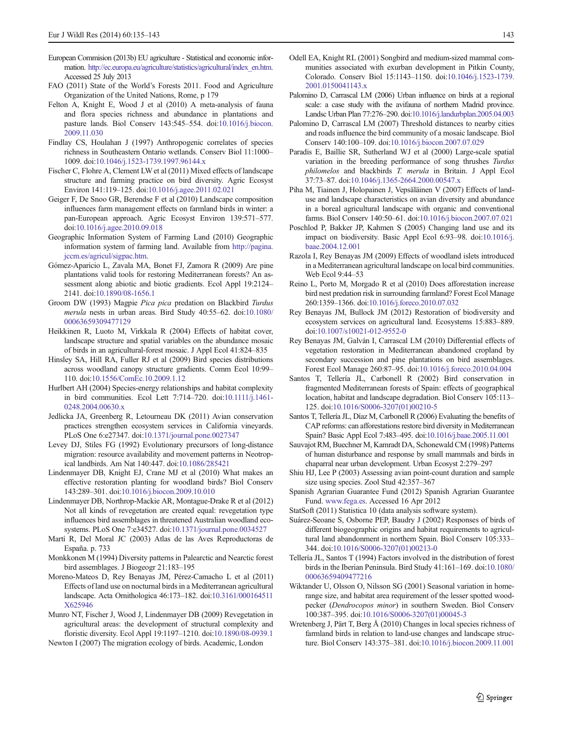European Commision (2013b) EU agriculture - Statistical and economic information. http://ec.europa.eu/agriculture/statistics/agricultural/index_en.htm. Accessed 25 July 2013

FAO (2011) State of the World's Forests 2011. Food and Agriculture Organization of the United Nations, Rome, p 179

Felton A, Knight E, Wood J et al (2010) A meta-analysis of fauna and flora species richness and abundance in plantations and pasture lands. Biol Conserv 143:545–554. doi:10.1016/j.biocon.2009.11.030

Findlay CS, Houlahan J (1997) Anthropogenic correlates of species richness in Southeastern Ontario wetlands. Conserv Biol 11:1000–1009. doi:10.1046/j.1523-1739.1997.96144.x

Fischer C, Flohre A, Clement LW et al (2011) Mixed effects of landscape structure and farming practice on bird diversity. Agric Ecosyst Environ 141:119–125. doi:10.1016/j.agee.2011.02.021

Geiger F, De Snoo GR, Berendse F et al (2010) Landscape composition influences farm management effects on farmland birds in winter: a pan-European approach. Agric Ecosyst Environ 139:571–577. doi:10.1016/j.agee.2010.09.018

Geographic Information System of Farming Land (2010) Geographic information system of farming land. Available from http://pagina.jccm.es/agricul/sigpac.htm.

Gómez-Aparicio L, Zavala MA, Bonet FJ, Zamora R (2009) Are pine plantations valid tools for restoring Mediterranean forests? An assessment along abiotic and biotic gradients. Ecol Appl 19:2124–2141. doi:10.1890/08-1656.1

Groom DW (1993) Magpie *Pica pica* predation on Blackbird *Turdus merula* nests in urban areas. Bird Study 40:55–62. doi:10.1080/00063659309477129

Heikkinen R, Luoto M, Virkkala R (2004) Effects of habitat cover, landscape structure and spatial variables on the abundance mosaic of birds in an agricultural-forest mosaic. J Appl Ecol 41:824–835

Hinsley SA, Hill RA, Fuller RJ et al (2009) Bird species distributions across woodland canopy structure gradients. Comm Ecol 10:99–110. doi:10.1556/ComEc.10.2009.1.12

Hurlbert AH (2004) Species-energy relationships and habitat complexity in bird communities. Ecol Lett 7:714–720. doi:10.1111/j.1461-0248.2004.00630.x

Jedlicka JA, Greenberg R, Letourneau DK (2011) Avian conservation practices strengthen ecosystem services in California vineyards. PLoS One 6:e27347. doi:10.1371/journal.pone.0027347

Levey DJ, Stiles FG (1992) Evolutionary precursors of long-distance migration: resource availability and movement patterns in Neotropical landbirds. Am Nat 140:447. doi:10.1086/285421

Lindenmayer DB, Knight EJ, Crane MJ et al (2010) What makes an effective restoration planting for woodland birds? Biol Conserv 143:289–301. doi:10.1016/j.biocon.2009.10.010

Lindenmayer DB, Northrop-Mackie AR, Montague-Drake R et al (2012) Not all kinds of revegetation are created equal: revegetation type influences bird assemblages in threatened Australian woodland ecosystems. PLoS One 7:e34527. doi:10.1371/journal.pone.0034527

Martí R, Del Moral JC (2003) Atlas de las Aves Reproductoras de España. p. 733

Monkkonen M (1994) Diversity patterns in Palearctic and Nearctic forest bird assemblages. J Biogeogr 21:183–195

Moreno-Mateos D, Rey Benayas JM, Pérez-Camacho L et al (2011) Effects of land use on nocturnal birds in a Mediterranean agricultural landscape. Acta Ornithologica 46:173–182. doi:10.3161/000164511X625946

Munro NT, Fischer J, Wood J, Lindenmayer DB (2009) Revegetation in agricultural areas: the development of structural complexity and floristic diversity. Ecol Appl 19:1197–1210. doi:10.1890/08-0939.1

Newton I (2007) The migration ecology of birds. Academic, London

Odell EA, Knight RL (2001) Songbird and medium-sized mammal communities associated with exurban development in Pitkin County, Colorado. Conserv Biol 15:1143–1150. doi:10.1046/j.1523-1739.2001.0150041143.x

Palomino D, Carrascal LM (2006) Urban influence on birds at a regional scale: a case study with the avifauna of northern Madrid province. Landsc Urban Plan 77:276–290. doi:10.1016/j.landurbplan.2005.04.003

Palomino D, Carrascal LM (2007) Threshold distances to nearby cities and roads influence the bird community of a mosaic landscape. Biol Conserv 140:100–109. doi:10.1016/j.biocon.2007.07.029

Paradis E, Baillie SR, Sutherland WJ et al (2000) Large-scale spatial variation in the breeding performance of song thrushes *Turdus philomelos* and blackbirds *T. merula* in Britain. J Appl Ecol 37:73–87. doi:10.1046/j.1365-2664.2000.00547.x

Piha M, Tiainen J, Holopainen J, Vepsäläinen V (2007) Effects of land-use and landscape characteristics on avian diversity and abundance in a boreal agricultural landscape with organic and conventional farms. Biol Conserv 140:50–61. doi:10.1016/j.biocon.2007.07.021

Poschlod P, Bakker JP, Kahmen S (2005) Changing land use and its impact on biodiversity. Basic Appl Ecol 6:93–98. doi:10.1016/j.baae.2004.12.001

Razola I, Rey Benayas JM (2009) Effects of woodland islets introduced in a Mediterranean agricultural landscape on local bird communities. Web Ecol 9:44–53

Reino L, Porto M, Morgado R et al (2010) Does afforestation increase bird nest predation risk in surrounding farmland? Forest Ecol Manage 260:1359–1366. doi:10.1016/j.foreco.2010.07.032

Rey Benayas JM, Bullock JM (2012) Restoration of biodiversity and ecosystem services on agricultural land. Ecosystems 15:883–889. doi:10.1007/s10021-012-9552-0

Rey Benayas JM, Galván I, Carrascal LM (2010) Differential effects of vegetation restoration in Mediterranean abandoned cropland by secondary succession and pine plantations on bird assemblages. Forest Ecol Manage 260:87–95. doi:10.1016/j.foreco.2010.04.004

Santos T, Tellería JL, Carbonell R (2002) Bird conservation in fragmented Mediterranean forests of Spain: effects of geographical location, habitat and landscape degradation. Biol Conserv 105:113–125. doi:10.1016/S0006-3207(01)00210-5

Santos T, Tellería JL, Díaz M, Carbonell R (2006) Evaluating the benefits of CAP reforms: can afforestations restore bird diversity in Mediterranean Spain? Basic Appl Ecol 7:483–495. doi:10.1016/j.baae.2005.11.001

Sauvajot RM, Buechner M, Kamradt DA, Schonewald CM (1998) Patterns of human disturbance and response by small mammals and birds in chaparral near urban development. Urban Ecosyst 2:279–297

Shiu HJ, Lee P (2003) Assessing avian point-count duration and sample size using species. Zool Stud 42:357–367

Spanish Agrarian Guarantee Fund (2012) Spanish Agrarian Guarantee Fund. www.fega.es. Accessed 16 Apr 2012

StatSoft (2011) Statistica 10 (data analysis software system).

Suárez-Seoane S, Osborne PEP, Baudry J (2002) Responses of birds of different biogeographic origins and habitat requirements to agricultural land abandonment in northern Spain. Biol Conserv 105:333–344. doi:10.1016/S0006-3207(01)00213-0

Tellería JL, Santos T (1994) Factors involved in the distribution of forest birds in the Iberian Peninsula. Bird Study 41:161–169. doi:10.1080/00063659409477216

Wiktander U, Olsson O, Nilsson SG (2001) Seasonal variation in home-range size, and habitat area requirement of the lesser spotted woodpecker (*Dendrocopos minor*) in southern Sweden. Biol Conserv 100:387–395. doi:10.1016/S0006-3207(01)00045-3

Wretenberg J, Pärt T, Berg Å (2010) Changes in local species richness of farmland birds in relation to land-use changes and landscape structure. Biol Conserv 143:375–381. doi:10.1016/j.biocon.2009.11.001